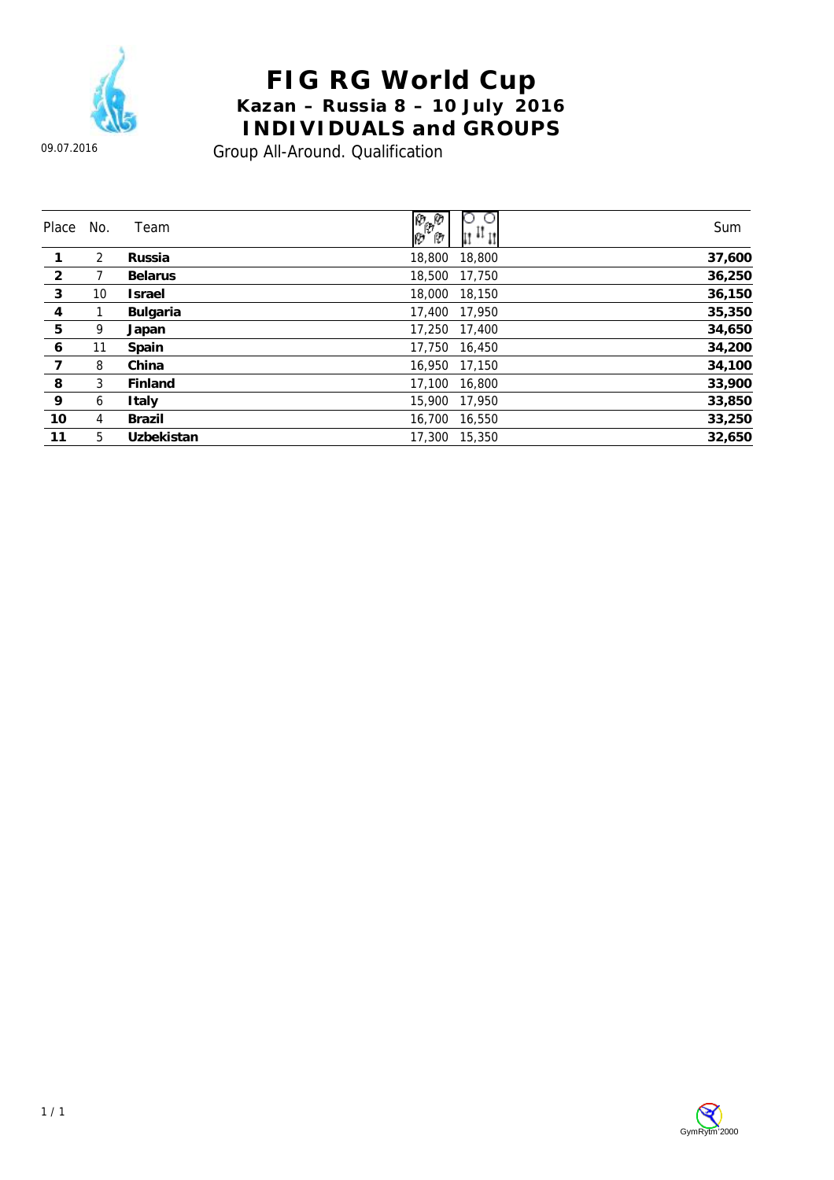# FIG RG World Cup

## Kazan – Russia 8 – 10 July 2016

## INDIVIDUALS and GROUPS

09.07.2016

Group All-Around. Qualification

| Place | No. | Team | | | Sum |
|---|---|---|---|---|---|
| 1 | 2 | **Russia** | 18,800 | 18,800 | **37,600** |
| 2 | 7 | **Belarus** | 18,500 | 17,750 | **36,250** |
| 3 | 10 | **Israel** | 18,000 | 18,150 | **36,150** |
| 4 | 1 | **Bulgaria** | 17,400 | 17,950 | **35,350** |
| 5 | 9 | **Japan** | 17,250 | 17,400 | **34,650** |
| 6 | 11 | **Spain** | 17,750 | 16,450 | **34,200** |
| 7 | 8 | **China** | 16,950 | 17,150 | **34,100** |
| 8 | 3 | **Finland** | 17,100 | 16,800 | **33,900** |
| 9 | 6 | **Italy** | 15,900 | 17,950 | **33,850** |
| 10 | 4 | **Brazil** | 16,700 | 16,550 | **33,250** |
| 11 | 5 | **Uzbekistan** | 17,300 | 15,350 | **32,650** |

GymRytm'2000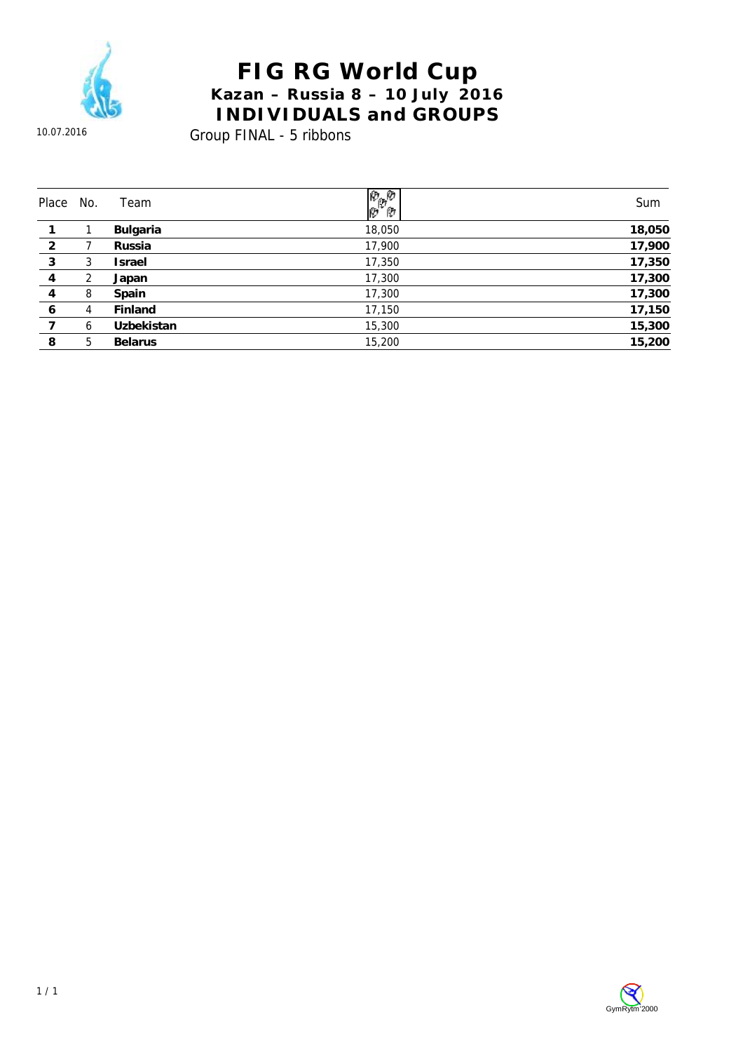# FIG RG World Cup

## Kazan – Russia 8 – 10 July 2016

## INDIVIDUALS and GROUPS

10.07.2016

Group FINAL - 5 ribbons

| Place | No. | Team | 5 ribbons | Sum |
|---|---|---|---|---|
| 1 | 1 | **Bulgaria** | 18,050 | **18,050** |
| 2 | 7 | **Russia** | 17,900 | **17,900** |
| 3 | 3 | **Israel** | 17,350 | **17,350** |
| 4 | 2 | **Japan** | 17,300 | **17,300** |
| 4 | 8 | **Spain** | 17,300 | **17,300** |
| 6 | 4 | **Finland** | 17,150 | **17,150** |
| 7 | 6 | **Uzbekistan** | 15,300 | **15,300** |
| 8 | 5 | **Belarus** | 15,200 | **15,200** |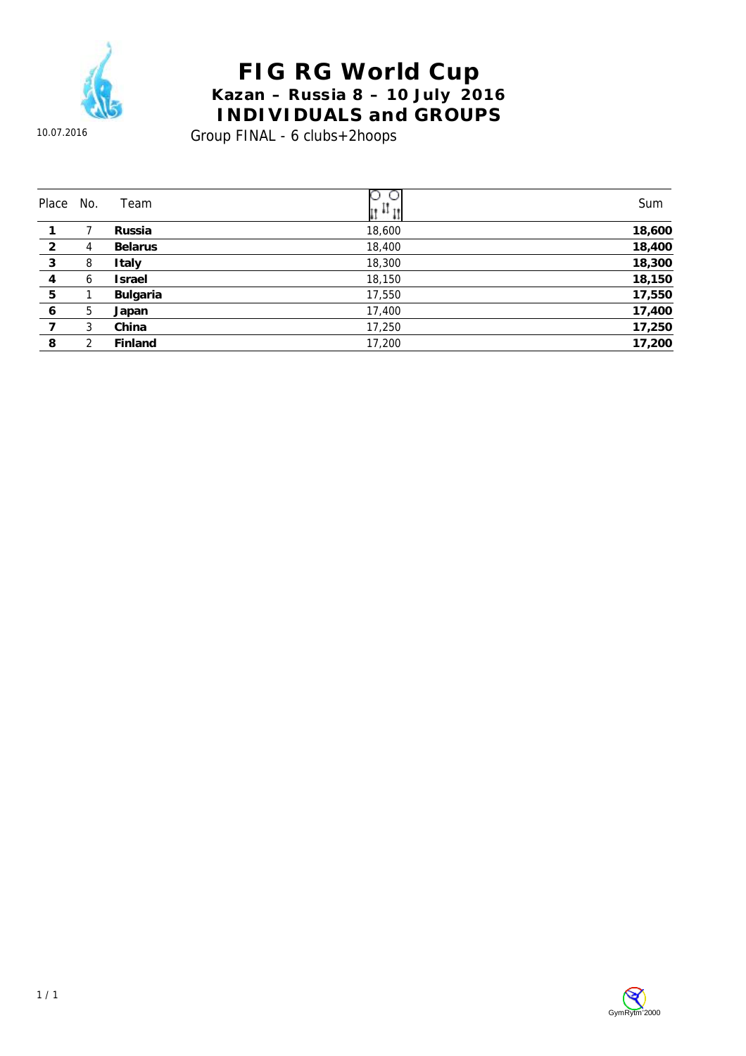# FIG RG World Cup

## Kazan – Russia 8 – 10 July 2016

## INDIVIDUALS and GROUPS

10.07.2016

Group FINAL - 6 clubs+2hoops

| Place | No. | Team | 6 clubs+2hoops | Sum |
|---|---|---|---|---|
| **1** | 7 | **Russia** | 18,600 | **18,600** |
| **2** | 4 | **Belarus** | 18,400 | **18,400** |
| **3** | 8 | **Italy** | 18,300 | **18,300** |
| **4** | 6 | **Israel** | 18,150 | **18,150** |
| **5** | 1 | **Bulgaria** | 17,550 | **17,550** |
| **6** | 5 | **Japan** | 17,400 | **17,400** |
| **7** | 3 | **China** | 17,250 | **17,250** |
| **8** | 2 | **Finland** | 17,200 | **17,200** |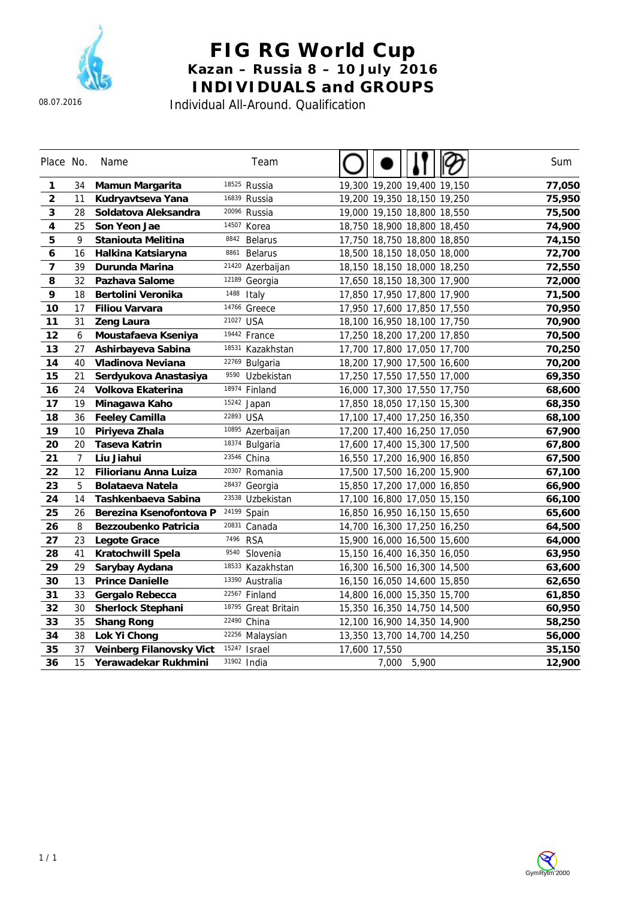08.07.2016

# FIG RG World Cup

## Kazan – Russia 8 – 10 July 2016

## INDIVIDUALS and GROUPS

Individual All-Around. Qualification

| Place | No. | Name | Team | Hoop | Ball | Clubs | Ribbon | Sum |
|---|---|---|---|---|---|---|---|---|
| **1** | 34 | **Mamun Margarita** | 18525 Russia | 19,300 | 19,200 | 19,400 | 19,150 | **77,050** |
| **2** | 11 | **Kudryavtseva Yana** | 16839 Russia | 19,200 | 19,350 | 18,150 | 19,250 | **75,950** |
| **3** | 28 | **Soldatova Aleksandra** | 20096 Russia | 19,000 | 19,150 | 18,800 | 18,550 | **75,500** |
| **4** | 25 | **Son Yeon Jae** | 14507 Korea | 18,750 | 18,900 | 18,800 | 18,450 | **74,900** |
| **5** | 9 | **Staniouta Melitina** | 8842 Belarus | 17,750 | 18,750 | 18,800 | 18,850 | **74,150** |
| **6** | 16 | **Halkina Katsiaryna** | 8861 Belarus | 18,500 | 18,150 | 18,050 | 18,000 | **72,700** |
| **7** | 39 | **Durunda Marina** | 21420 Azerbaijan | 18,150 | 18,150 | 18,000 | 18,250 | **72,550** |
| **8** | 32 | **Pazhava Salome** | 12189 Georgia | 17,650 | 18,150 | 18,300 | 17,900 | **72,000** |
| **9** | 18 | **Bertolini Veronika** | 1488 Italy | 17,850 | 17,950 | 17,800 | 17,900 | **71,500** |
| **10** | 17 | **Filiou Varvara** | 14766 Greece | 17,950 | 17,600 | 17,850 | 17,550 | **70,950** |
| **11** | 31 | **Zeng Laura** | 21027 USA | 18,100 | 16,950 | 18,100 | 17,750 | **70,900** |
| **12** | 6 | **Moustafaeva Kseniya** | 19442 France | 17,250 | 18,200 | 17,200 | 17,850 | **70,500** |
| **13** | 27 | **Ashirbayeva Sabina** | 18531 Kazakhstan | 17,700 | 17,800 | 17,050 | 17,700 | **70,250** |
| **14** | 40 | **Vladinova Neviana** | 22769 Bulgaria | 18,200 | 17,900 | 17,500 | 16,600 | **70,200** |
| **15** | 21 | **Serdyukova Anastasiya** | 9590 Uzbekistan | 17,250 | 17,550 | 17,550 | 17,000 | **69,350** |
| **16** | 24 | **Volkova Ekaterina** | 18974 Finland | 16,000 | 17,300 | 17,550 | 17,750 | **68,600** |
| **17** | 19 | **Minagawa Kaho** | 15242 Japan | 17,850 | 18,050 | 17,150 | 15,300 | **68,350** |
| **18** | 36 | **Feeley Camilla** | 22893 USA | 17,100 | 17,400 | 17,250 | 16,350 | **68,100** |
| **19** | 10 | **Piriyeva Zhala** | 10895 Azerbaijan | 17,200 | 17,400 | 16,250 | 17,050 | **67,900** |
| **20** | 20 | **Taseva Katrin** | 18374 Bulgaria | 17,600 | 17,400 | 15,300 | 17,500 | **67,800** |
| **21** | 7 | **Liu Jiahui** | 23546 China | 16,550 | 17,200 | 16,900 | 16,850 | **67,500** |
| **22** | 12 | **Filiorianu Anna Luiza** | 20307 Romania | 17,500 | 17,500 | 16,200 | 15,900 | **67,100** |
| **23** | 5 | **Bolataeva Natela** | 28437 Georgia | 15,850 | 17,200 | 17,000 | 16,850 | **66,900** |
| **24** | 14 | **Tashkenbaeva Sabina** | 23538 Uzbekistan | 17,100 | 16,800 | 17,050 | 15,150 | **66,100** |
| **25** | 26 | **Berezina Ksenofontova P** | 24199 Spain | 16,850 | 16,950 | 16,150 | 15,650 | **65,600** |
| **26** | 8 | **Bezzoubenko Patricia** | 20831 Canada | 14,700 | 16,300 | 17,250 | 16,250 | **64,500** |
| **27** | 23 | **Legote Grace** | 7496 RSA | 15,900 | 16,000 | 16,500 | 15,600 | **64,000** |
| **28** | 41 | **Kratochwill Spela** | 9540 Slovenia | 15,150 | 16,400 | 16,350 | 16,050 | **63,950** |
| **29** | 29 | **Sarybay Aydana** | 18533 Kazakhstan | 16,300 | 16,500 | 16,300 | 14,500 | **63,600** |
| **30** | 13 | **Prince Danielle** | 13390 Australia | 16,150 | 16,050 | 14,600 | 15,850 | **62,650** |
| **31** | 33 | **Gergalo Rebecca** | 22567 Finland | 14,800 | 16,000 | 15,350 | 15,700 | **61,850** |
| **32** | 30 | **Sherlock Stephani** | 18795 Great Britain | 15,350 | 16,350 | 14,750 | 14,500 | **60,950** |
| **33** | 35 | **Shang Rong** | 22490 China | 12,100 | 16,900 | 14,350 | 14,900 | **58,250** |
| **34** | 38 | **Lok Yi Chong** | 22256 Malaysian | 13,350 | 13,700 | 14,700 | 14,250 | **56,000** |
| **35** | 37 | **Veinberg Filanovsky Vict** | 15247 Israel | 17,600 | 17,550 | | | **35,150** |
| **36** | 15 | **Yerawadekar Rukhmini** | 31902 India | | 7,000 | 5,900 | | **12,900** |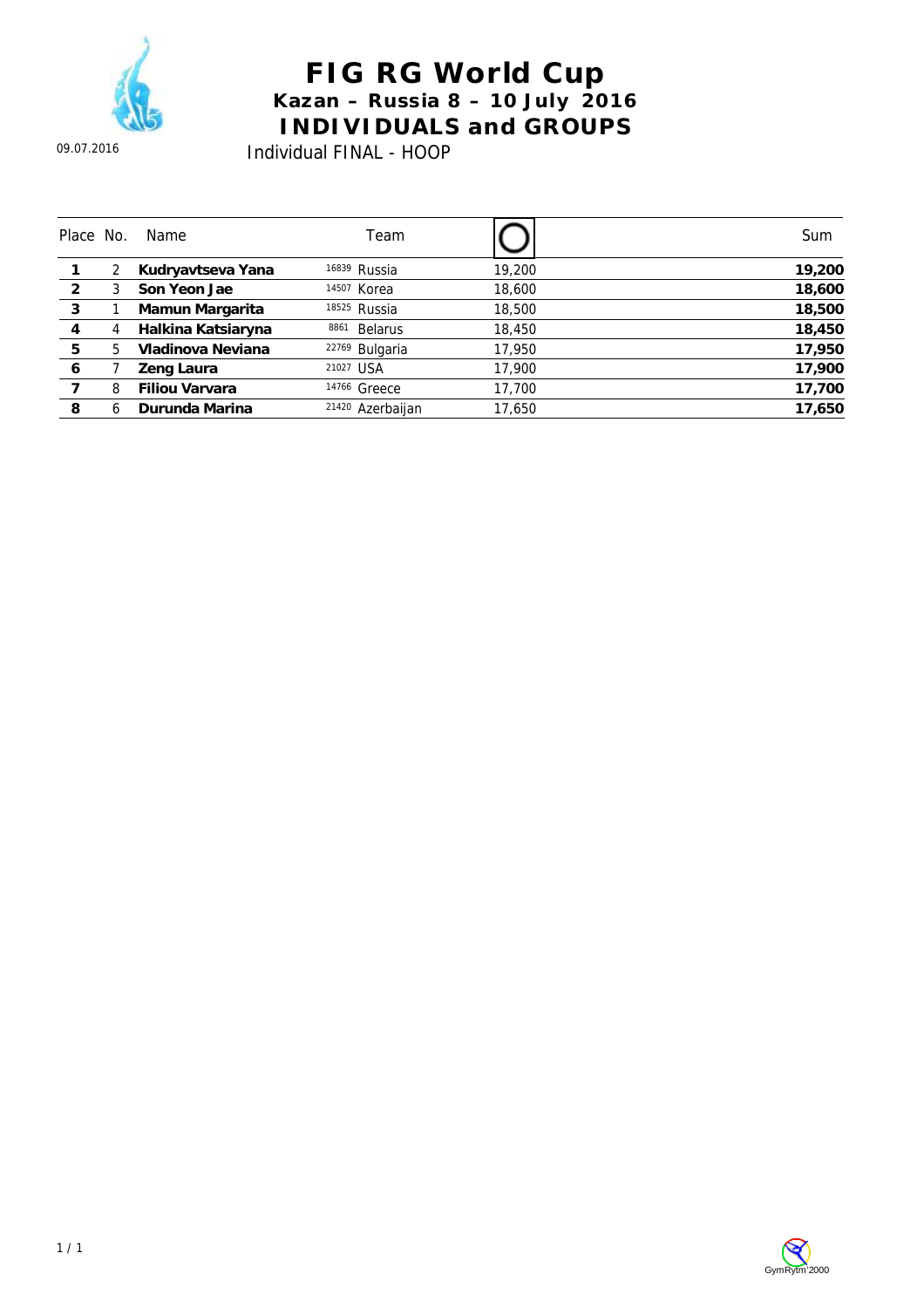# FIG RG World Cup

## Kazan – Russia 8 – 10 July 2016

## INDIVIDUALS and GROUPS

09.07.2016

Individual FINAL - HOOP

| Place | No. | Name | Team | Hoop | Sum |
|---|---|---|---|---|---|
| **1** | 2 | **Kudryavtseva Yana** | 16839 Russia | 19,200 | **19,200** |
| **2** | 3 | **Son Yeon Jae** | 14507 Korea | 18,600 | **18,600** |
| **3** | 1 | **Mamun Margarita** | 18525 Russia | 18,500 | **18,500** |
| **4** | 4 | **Halkina Katsiaryna** | 8861 Belarus | 18,450 | **18,450** |
| **5** | 5 | **Vladinova Neviana** | 22769 Bulgaria | 17,950 | **17,950** |
| **6** | 7 | **Zeng Laura** | 21027 USA | 17,900 | **17,900** |
| **7** | 8 | **Filiou Varvara** | 14766 Greece | 17,700 | **17,700** |
| **8** | 6 | **Durunda Marina** | 21420 Azerbaijan | 17,650 | **17,650** |

GymRytm 2000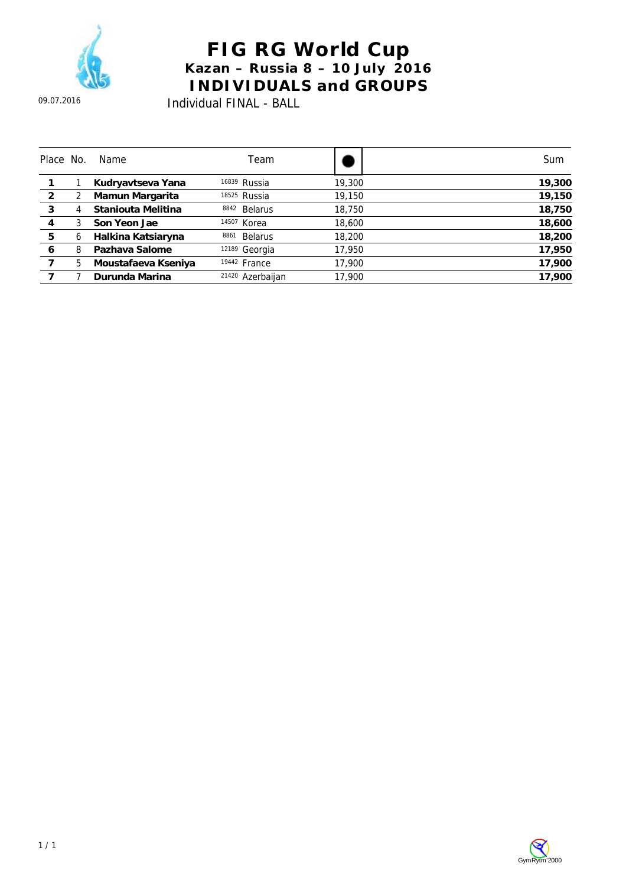# FIG RG World Cup

## Kazan – Russia 8 – 10 July 2016

## INDIVIDUALS and GROUPS

09.07.2016

Individual FINAL - BALL

| Place | No. | Name | Team | ● | Sum |
|---|---|---|---|---|---|
| **1** | 1 | **Kudryavtseva Yana** | 16839 Russia | 19,300 | **19,300** |
| **2** | 2 | **Mamun Margarita** | 18525 Russia | 19,150 | **19,150** |
| **3** | 4 | **Staniouta Melitina** | 8842 Belarus | 18,750 | **18,750** |
| **4** | 3 | **Son Yeon Jae** | 14507 Korea | 18,600 | **18,600** |
| **5** | 6 | **Halkina Katsiaryna** | 8861 Belarus | 18,200 | **18,200** |
| **6** | 8 | **Pazhava Salome** | 12189 Georgia | 17,950 | **17,950** |
| **7** | 5 | **Moustafaeva Kseniya** | 19442 France | 17,900 | **17,900** |
| **7** | 7 | **Durunda Marina** | 21420 Azerbaijan | 17,900 | **17,900** |

GymRytm 2000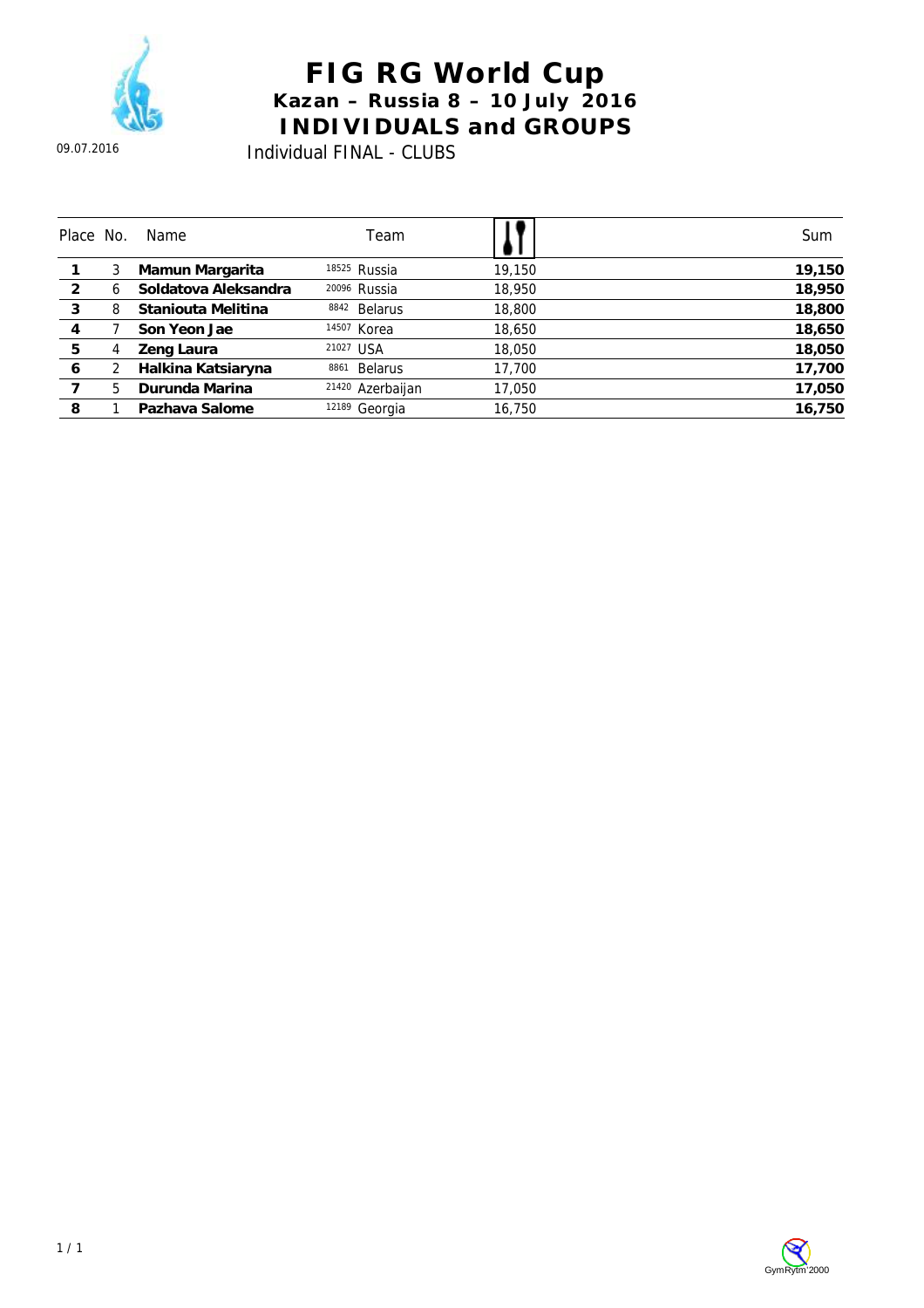# FIG RG World Cup

## Kazan – Russia 8 – 10 July 2016

## INDIVIDUALS and GROUPS

09.07.2016

Individual FINAL - CLUBS

| Place | No. | Name | Team | Clubs | Sum |
|---|---|---|---|---|---|
| **1** | 3 | **Mamun Margarita** | 18525 Russia | 19,150 | **19,150** |
| **2** | 6 | **Soldatova Aleksandra** | 20096 Russia | 18,950 | **18,950** |
| **3** | 8 | **Staniouta Melitina** | 8842 Belarus | 18,800 | **18,800** |
| **4** | 7 | **Son Yeon Jae** | 14507 Korea | 18,650 | **18,650** |
| **5** | 4 | **Zeng Laura** | 21027 USA | 18,050 | **18,050** |
| **6** | 2 | **Halkina Katsiaryna** | 8861 Belarus | 17,700 | **17,700** |
| **7** | 5 | **Durunda Marina** | 21420 Azerbaijan | 17,050 | **17,050** |
| **8** | 1 | **Pazhava Salome** | 12189 Georgia | 16,750 | **16,750** |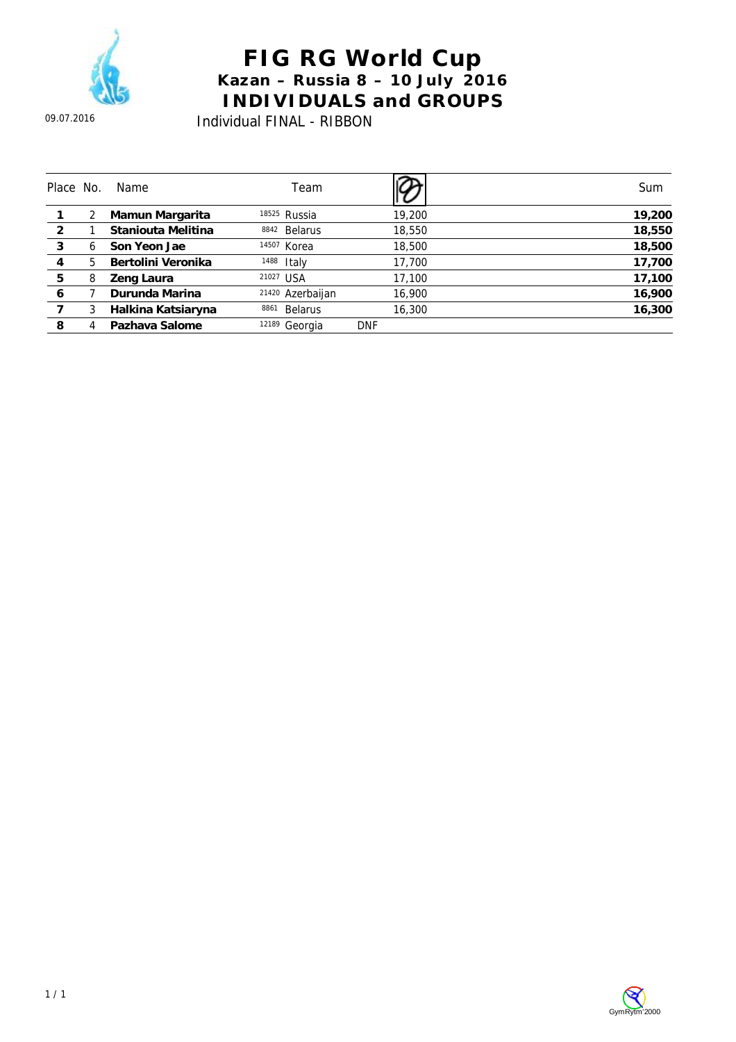# FIG RG World Cup

## Kazan – Russia 8 – 10 July 2016

## INDIVIDUALS and GROUPS

09.07.2016

Individual FINAL - RIBBON

| Place | No. | Name | | Team | Ribbon | Sum |
|---|---|---|---|---|---|---|
| 1 | 2 | **Mamun Margarita** | 18525 | Russia | 19,200 | **19,200** |
| 2 | 1 | **Staniouta Melitina** | 8842 | Belarus | 18,550 | **18,550** |
| 3 | 6 | **Son Yeon Jae** | 14507 | Korea | 18,500 | **18,500** |
| 4 | 5 | **Bertolini Veronika** | 1488 | Italy | 17,700 | **17,700** |
| 5 | 8 | **Zeng Laura** | 21027 | USA | 17,100 | **17,100** |
| 6 | 7 | **Durunda Marina** | 21420 | Azerbaijan | 16,900 | **16,900** |
| 7 | 3 | **Halkina Katsiaryna** | 8861 | Belarus | 16,300 | **16,300** |
| 8 | 4 | **Pazhava Salome** | 12189 | Georgia DNF | | |

GymRytm 2000